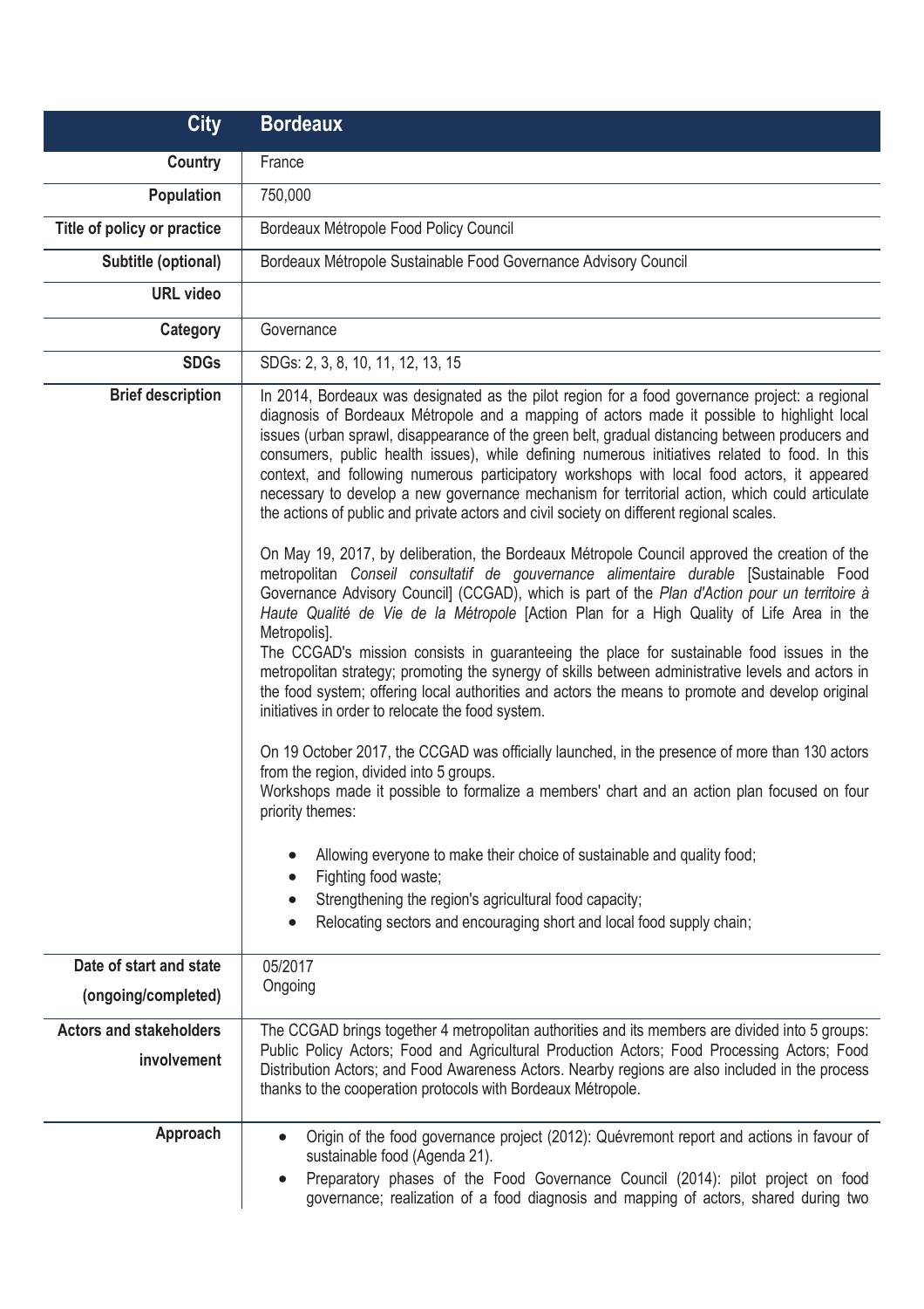| City | Bordeaux |
|---|---|
| Country | France |
| Population | 750,000 |
| Title of policy or practice | Bordeaux Métropole Food Policy Council |
| Subtitle (optional) | Bordeaux Métropole Sustainable Food Governance Advisory Council |
| URL video | |
| Category | Governance |
| SDGs | SDGs: 2, 3, 8, 10, 11, 12, 13, 15 |
| Brief description | In 2014, Bordeaux was designated as the pilot region for a food governance project: a regional diagnosis of Bordeaux Métropole and a mapping of actors made it possible to highlight local issues (urban sprawl, disappearance of the green belt, gradual distancing between producers and consumers, public health issues), while defining numerous initiatives related to food. In this context, and following numerous participatory workshops with local food actors, it appeared necessary to develop a new governance mechanism for territorial action, which could articulate the actions of public and private actors and civil society on different regional scales.<br><br>On May 19, 2017, by deliberation, the Bordeaux Métropole Council approved the creation of the metropolitan *Conseil consultatif de gouvernance alimentaire durable* [Sustainable Food Governance Advisory Council] (CCGAD), which is part of the *Plan d'Action pour un territoire à Haute Qualité de Vie de la Métropole* [Action Plan for a High Quality of Life Area in the Metropolis].<br>The CCGAD's mission consists in guaranteeing the place for sustainable food issues in the metropolitan strategy; promoting the synergy of skills between administrative levels and actors in the food system; offering local authorities and actors the means to promote and develop original initiatives in order to relocate the food system.<br><br>On 19 October 2017, the CCGAD was officially launched, in the presence of more than 130 actors from the region, divided into 5 groups.<br>Workshops made it possible to formalize a members' chart and an action plan focused on four priority themes:<br><br>• Allowing everyone to make their choice of sustainable and quality food;<br>• Fighting food waste;<br>• Strengthening the region's agricultural food capacity;<br>• Relocating sectors and encouraging short and local food supply chain; |
| Date of start and state (ongoing/completed) | 05/2017<br>Ongoing |
| Actors and stakeholders involvement | The CCGAD brings together 4 metropolitan authorities and its members are divided into 5 groups: Public Policy Actors; Food and Agricultural Production Actors; Food Processing Actors; Food Distribution Actors; and Food Awareness Actors. Nearby regions are also included in the process thanks to the cooperation protocols with Bordeaux Métropole. |
| Approach | • Origin of the food governance project (2012): Quévremont report and actions in favour of sustainable food (Agenda 21).<br>• Preparatory phases of the Food Governance Council (2014): pilot project on food governance; realization of a food diagnosis and mapping of actors, shared during two |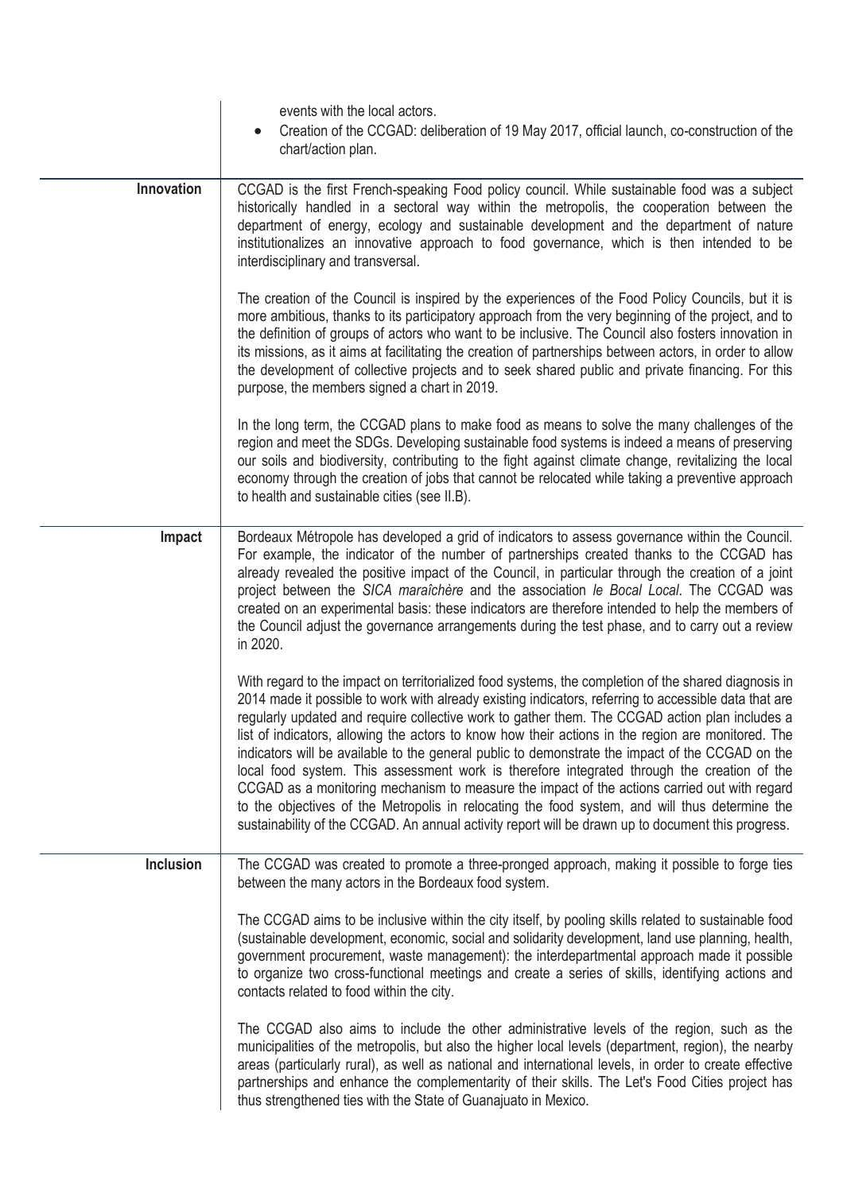| | |
|---|---|
| | events with the local actors.<br>• Creation of the CCGAD: deliberation of 19 May 2017, official launch, co-construction of the chart/action plan. |
| **Innovation** | CCGAD is the first French-speaking Food policy council. While sustainable food was a subject historically handled in a sectoral way within the metropolis, the cooperation between the department of energy, ecology and sustainable development and the department of nature institutionalizes an innovative approach to food governance, which is then intended to be interdisciplinary and transversal.<br><br>The creation of the Council is inspired by the experiences of the Food Policy Councils, but it is more ambitious, thanks to its participatory approach from the very beginning of the project, and to the definition of groups of actors who want to be inclusive. The Council also fosters innovation in its missions, as it aims at facilitating the creation of partnerships between actors, in order to allow the development of collective projects and to seek shared public and private financing. For this purpose, the members signed a chart in 2019.<br><br>In the long term, the CCGAD plans to make food as means to solve the many challenges of the region and meet the SDGs. Developing sustainable food systems is indeed a means of preserving our soils and biodiversity, contributing to the fight against climate change, revitalizing the local economy through the creation of jobs that cannot be relocated while taking a preventive approach to health and sustainable cities (see II.B). |
| **Impact** | Bordeaux Métropole has developed a grid of indicators to assess governance within the Council. For example, the indicator of the number of partnerships created thanks to the CCGAD has already revealed the positive impact of the Council, in particular through the creation of a joint project between the *SICA maraîchère* and the association *le Bocal Local*. The CCGAD was created on an experimental basis: these indicators are therefore intended to help the members of the Council adjust the governance arrangements during the test phase, and to carry out a review in 2020.<br><br>With regard to the impact on territorialized food systems, the completion of the shared diagnosis in 2014 made it possible to work with already existing indicators, referring to accessible data that are regularly updated and require collective work to gather them. The CCGAD action plan includes a list of indicators, allowing the actors to know how their actions in the region are monitored. The indicators will be available to the general public to demonstrate the impact of the CCGAD on the local food system. This assessment work is therefore integrated through the creation of the CCGAD as a monitoring mechanism to measure the impact of the actions carried out with regard to the objectives of the Metropolis in relocating the food system, and will thus determine the sustainability of the CCGAD. An annual activity report will be drawn up to document this progress. |
| **Inclusion** | The CCGAD was created to promote a three-pronged approach, making it possible to forge ties between the many actors in the Bordeaux food system.<br><br>The CCGAD aims to be inclusive within the city itself, by pooling skills related to sustainable food (sustainable development, economic, social and solidarity development, land use planning, health, government procurement, waste management): the interdepartmental approach made it possible to organize two cross-functional meetings and create a series of skills, identifying actions and contacts related to food within the city.<br><br>The CCGAD also aims to include the other administrative levels of the region, such as the municipalities of the metropolis, but also the higher local levels (department, region), the nearby areas (particularly rural), as well as national and international levels, in order to create effective partnerships and enhance the complementarity of their skills. The Let's Food Cities project has thus strengthened ties with the State of Guanajuato in Mexico. |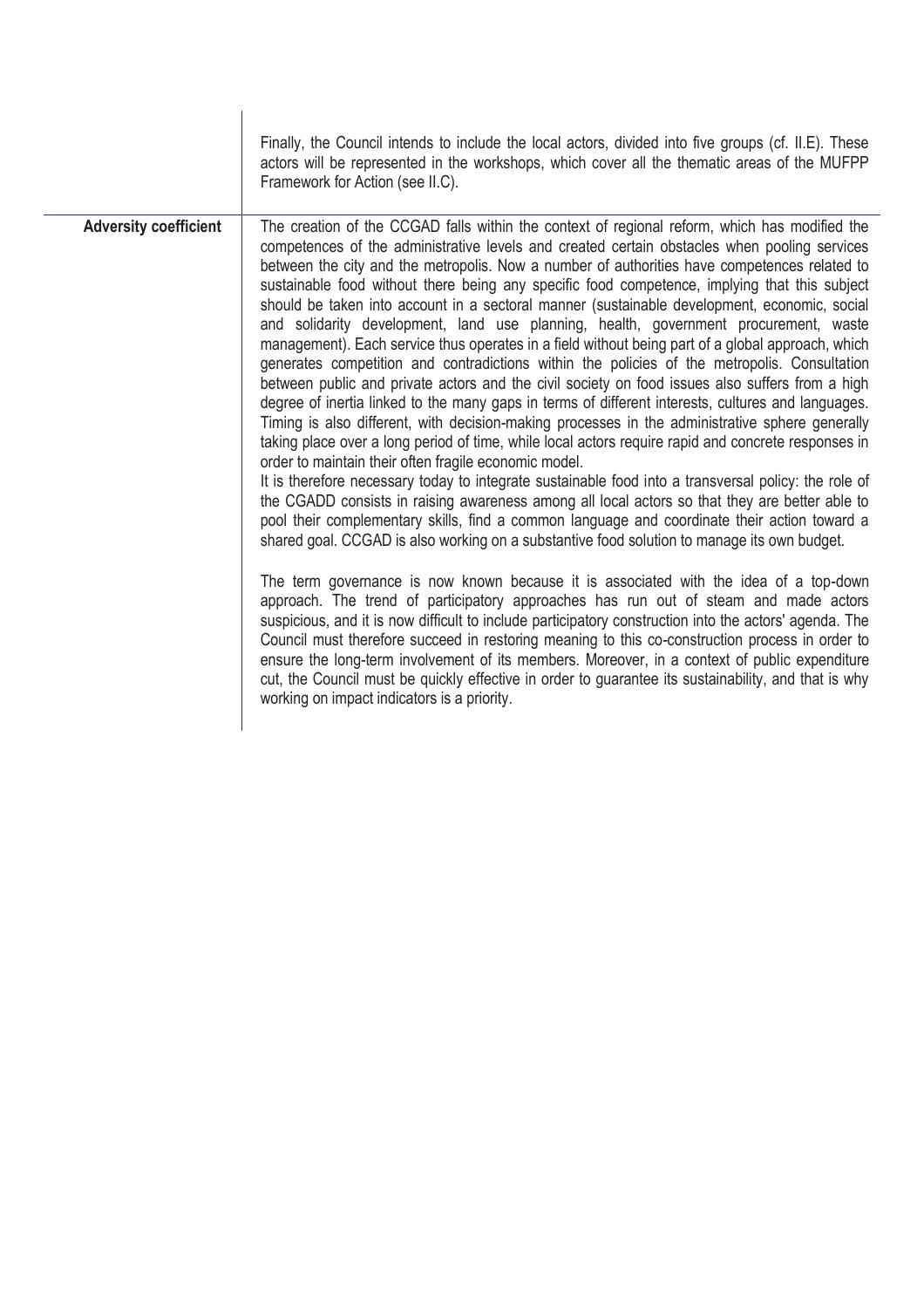| | |
|---|---|
| | Finally, the Council intends to include the local actors, divided into five groups (cf. II.E). These actors will be represented in the workshops, which cover all the thematic areas of the MUFPP Framework for Action (see II.C). |
| **Adversity coefficient** | The creation of the CCGAD falls within the context of regional reform, which has modified the competences of the administrative levels and created certain obstacles when pooling services between the city and the metropolis. Now a number of authorities have competences related to sustainable food without there being any specific food competence, implying that this subject should be taken into account in a sectoral manner (sustainable development, economic, social and solidarity development, land use planning, health, government procurement, waste management). Each service thus operates in a field without being part of a global approach, which generates competition and contradictions within the policies of the metropolis. Consultation between public and private actors and the civil society on food issues also suffers from a high degree of inertia linked to the many gaps in terms of different interests, cultures and languages. Timing is also different, with decision-making processes in the administrative sphere generally taking place over a long period of time, while local actors require rapid and concrete responses in order to maintain their often fragile economic model.<br>It is therefore necessary today to integrate sustainable food into a transversal policy: the role of the CGADD consists in raising awareness among all local actors so that they are better able to pool their complementary skills, find a common language and coordinate their action toward a shared goal. CCGAD is also working on a substantive food solution to manage its own budget.<br><br>The term governance is now known because it is associated with the idea of a top-down approach. The trend of participatory approaches has run out of steam and made actors suspicious, and it is now difficult to include participatory construction into the actors' agenda. The Council must therefore succeed in restoring meaning to this co-construction process in order to ensure the long-term involvement of its members. Moreover, in a context of public expenditure cut, the Council must be quickly effective in order to guarantee its sustainability, and that is why working on impact indicators is a priority. |